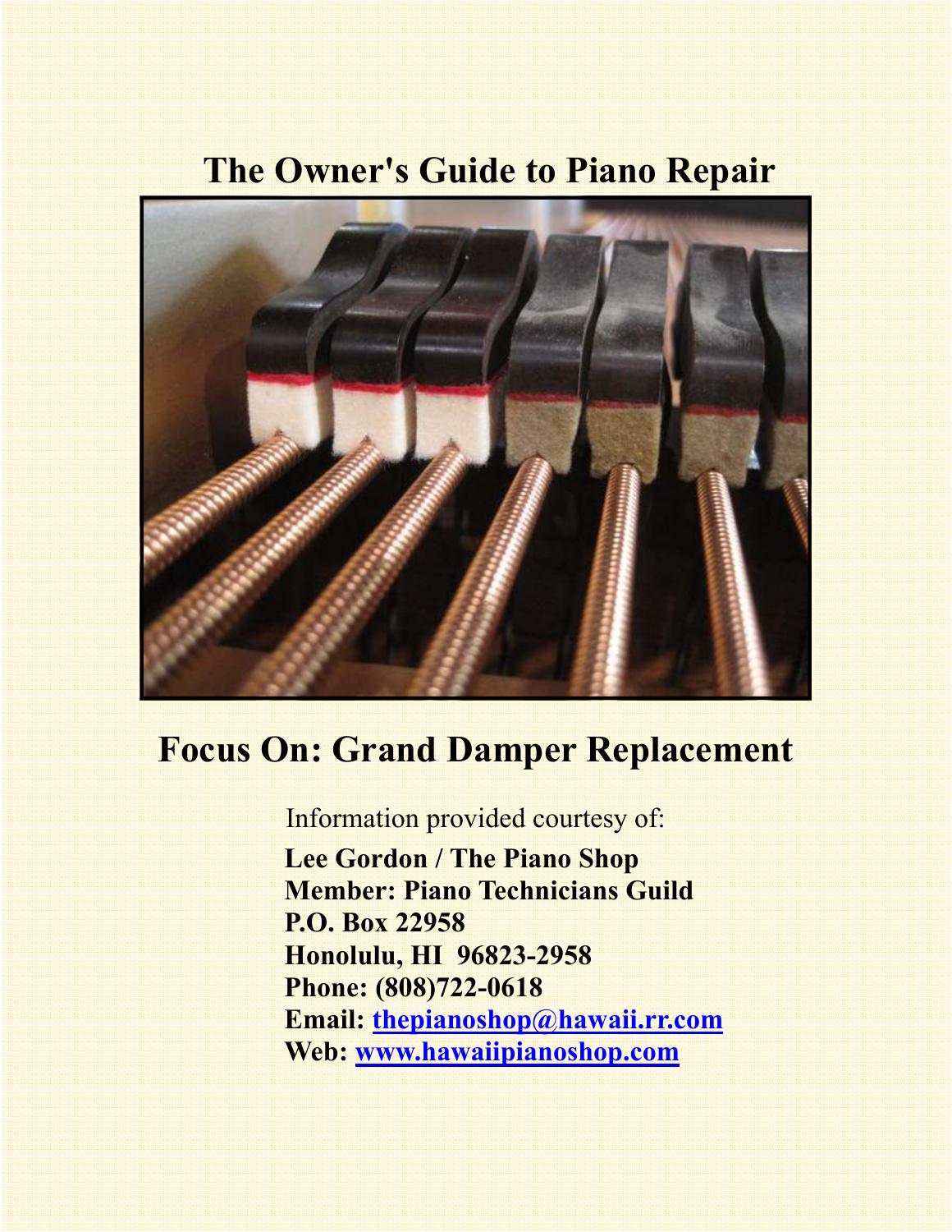# The Owner's Guide to Piano Repair

## Focus On: Grand Damper Replacement

Information provided courtesy of:

**Lee Gordon / The Piano Shop**
**Member: Piano Technicians Guild**
**P.O. Box 22958**
**Honolulu, HI 96823-2958**
**Phone: (808)722-0618**
**Email: thepianoshop@hawaii.rr.com**
**Web: www.hawaiipianoshop.com**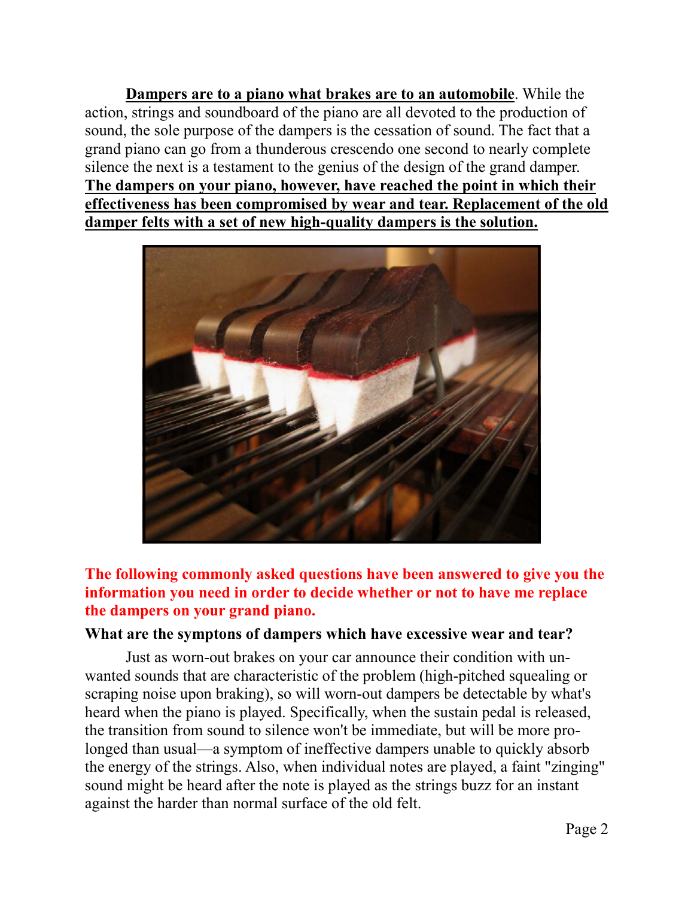**<u>Dampers are to a piano what brakes are to an automobile</u>**. While the action, strings and soundboard of the piano are all devoted to the production of sound, the sole purpose of the dampers is the cessation of sound. The fact that a grand piano can go from a thunderous crescendo one second to nearly complete silence the next is a testament to the genius of the design of the grand damper. **<u>The dampers on your piano, however, have reached the point in which their effectiveness has been compromised by wear and tear. Replacement of the old damper felts with a set of new high-quality dampers is the solution.</u>**

**The following commonly asked questions have been answered to give you the information you need in order to decide whether or not to have me replace the dampers on your grand piano.**

**What are the symptons of dampers which have excessive wear and tear?**

Just as worn-out brakes on your car announce their condition with unwanted sounds that are characteristic of the problem (high-pitched squealing or scraping noise upon braking), so will worn-out dampers be detectable by what's heard when the piano is played. Specifically, when the sustain pedal is released, the transition from sound to silence won't be immediate, but will be more prolonged than usual—a symptom of ineffective dampers unable to quickly absorb the energy of the strings. Also, when individual notes are played, a faint "zinging" sound might be heard after the note is played as the strings buzz for an instant against the harder than normal surface of the old felt.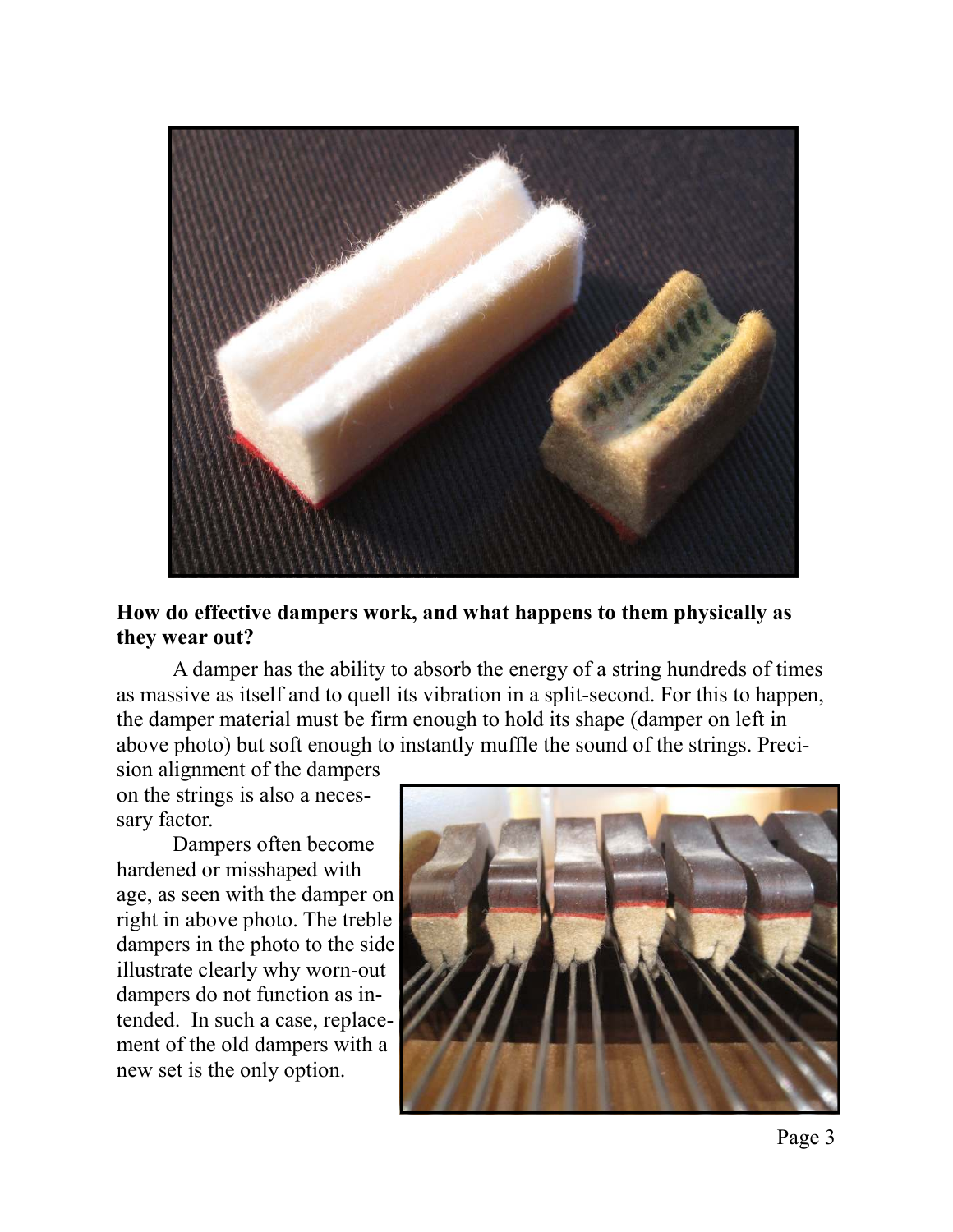**How do effective dampers work, and what happens to them physically as they wear out?**

A damper has the ability to absorb the energy of a string hundreds of times as massive as itself and to quell its vibration in a split-second. For this to happen, the damper material must be firm enough to hold its shape (damper on left in above photo) but soft enough to instantly muffle the sound of the strings. Precision alignment of the dampers on the strings is also a necessary factor.

Dampers often become hardened or misshaped with age, as seen with the damper on right in above photo. The treble dampers in the photo to the side illustrate clearly why worn-out dampers do not function as intended. In such a case, replacement of the old dampers with a new set is the only option.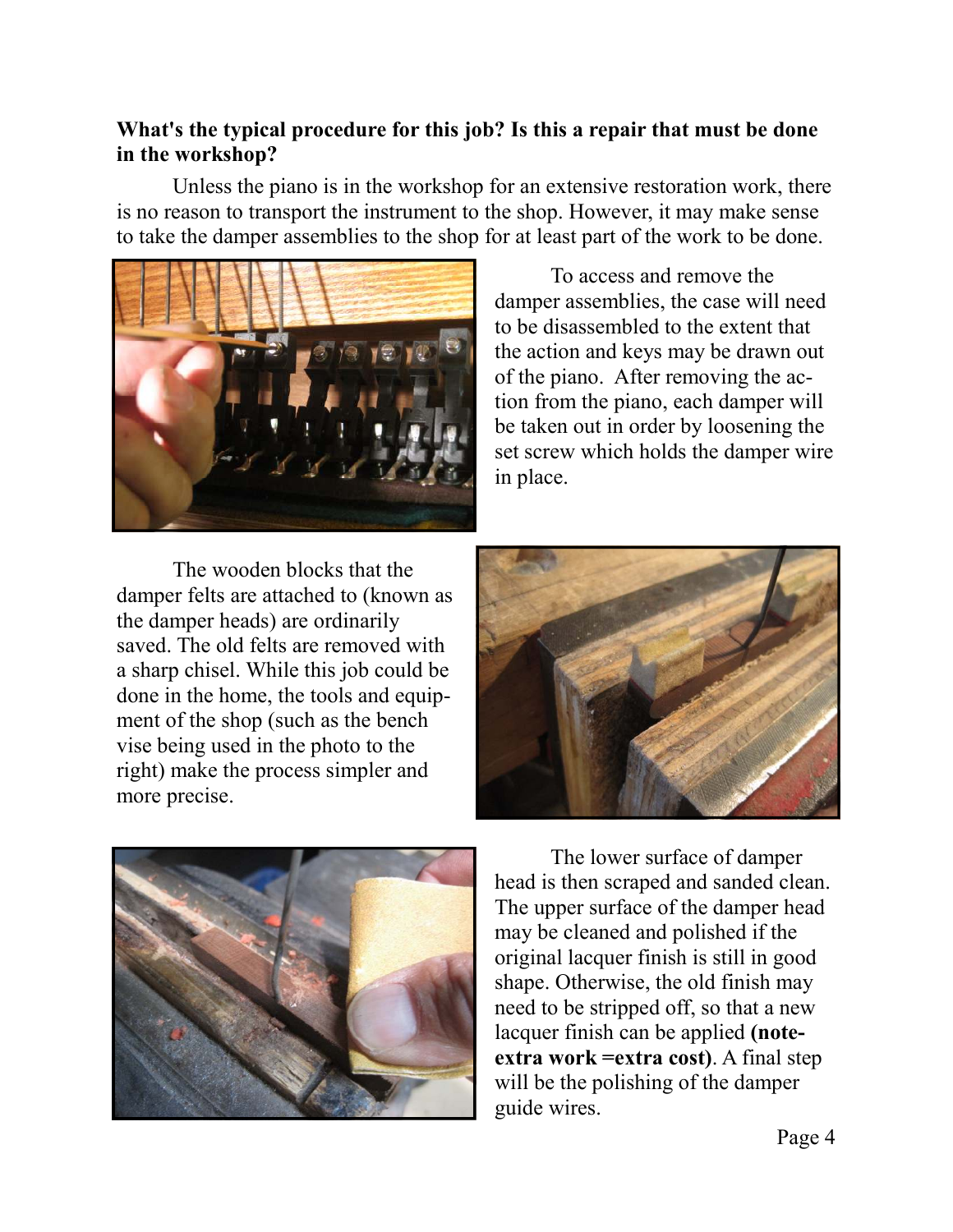**What's the typical procedure for this job? Is this a repair that must be done in the workshop?**

Unless the piano is in the workshop for an extensive restoration work, there is no reason to transport the instrument to the shop. However, it may make sense to take the damper assemblies to the shop for at least part of the work to be done.

To access and remove the damper assemblies, the case will need to be disassembled to the extent that the action and keys may be drawn out of the piano. After removing the action from the piano, each damper will be taken out in order by loosening the set screw which holds the damper wire in place.

The wooden blocks that the damper felts are attached to (known as the damper heads) are ordinarily saved. The old felts are removed with a sharp chisel. While this job could be done in the home, the tools and equipment of the shop (such as the bench vise being used in the photo to the right) make the process simpler and more precise.

The lower surface of damper head is then scraped and sanded clean. The upper surface of the damper head may be cleaned and polished if the original lacquer finish is still in good shape. Otherwise, the old finish may need to be stripped off, so that a new lacquer finish can be applied **(note- extra work =extra cost)**. A final step will be the polishing of the damper guide wires.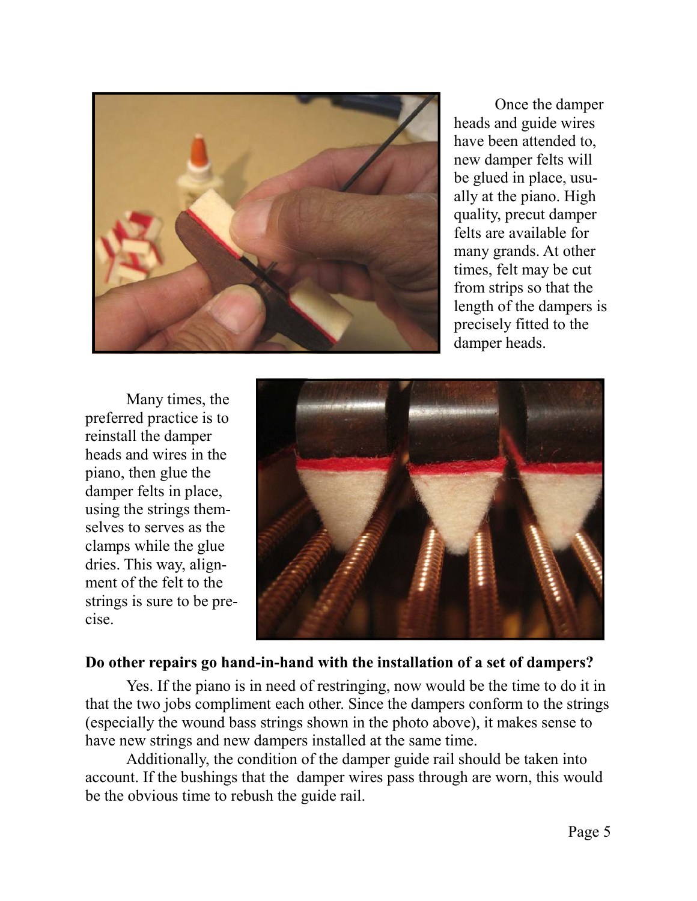Once the damper heads and guide wires have been attended to, new damper felts will be glued in place, usually at the piano. High quality, precut damper felts are available for many grands. At other times, felt may be cut from strips so that the length of the dampers is precisely fitted to the damper heads.

Many times, the preferred practice is to reinstall the damper heads and wires in the piano, then glue the damper felts in place, using the strings themselves to serves as the clamps while the glue dries. This way, alignment of the felt to the strings is sure to be precise.

**Do other repairs go hand-in-hand with the installation of a set of dampers?**

Yes. If the piano is in need of restringing, now would be the time to do it in that the two jobs compliment each other. Since the dampers conform to the strings (especially the wound bass strings shown in the photo above), it makes sense to have new strings and new dampers installed at the same time.

Additionally, the condition of the damper guide rail should be taken into account. If the bushings that the damper wires pass through are worn, this would be the obvious time to rebush the guide rail.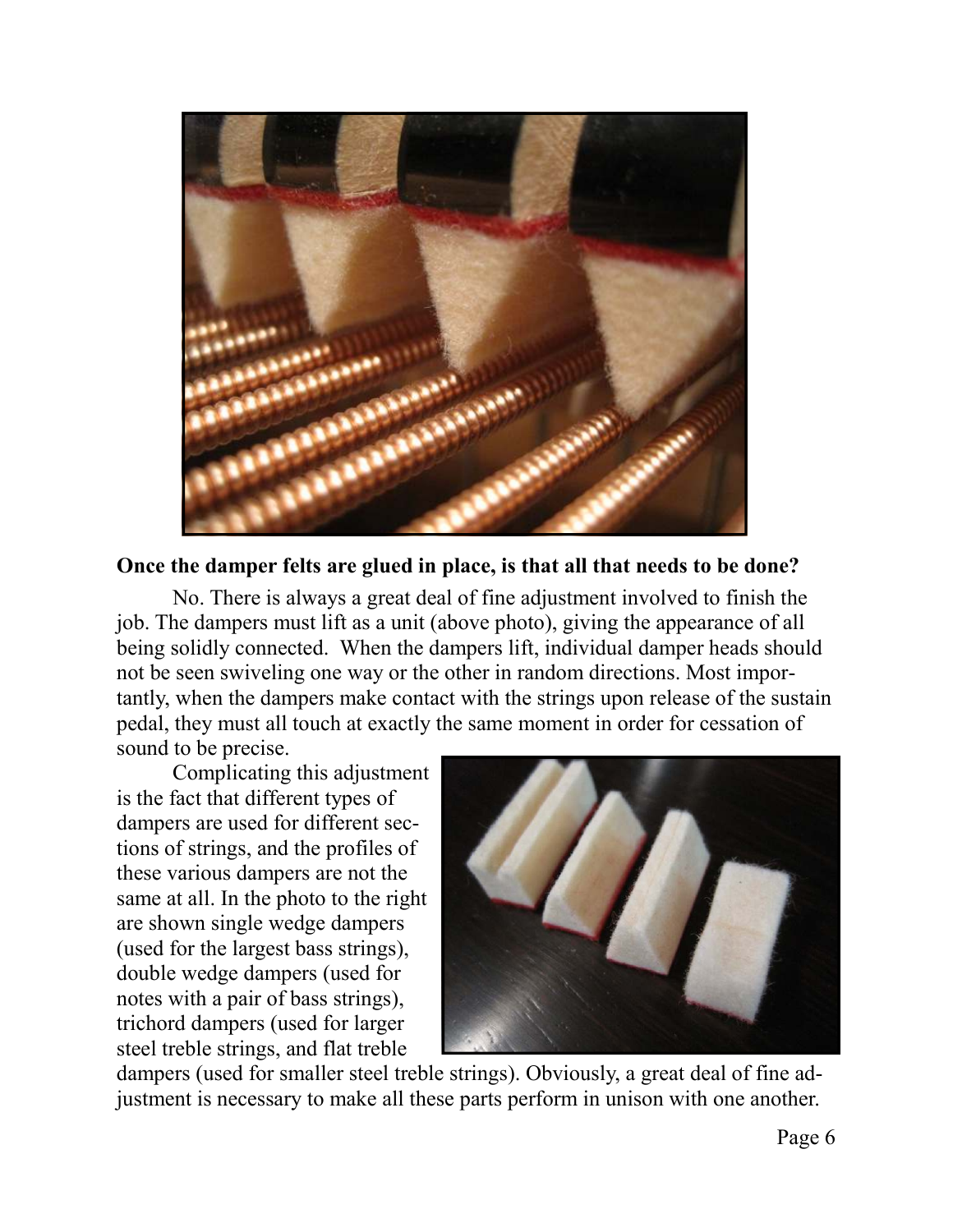**Once the damper felts are glued in place, is that all that needs to be done?**

No. There is always a great deal of fine adjustment involved to finish the job. The dampers must lift as a unit (above photo), giving the appearance of all being solidly connected. When the dampers lift, individual damper heads should not be seen swiveling one way or the other in random directions. Most importantly, when the dampers make contact with the strings upon release of the sustain pedal, they must all touch at exactly the same moment in order for cessation of sound to be precise.

Complicating this adjustment is the fact that different types of dampers are used for different sections of strings, and the profiles of these various dampers are not the same at all. In the photo to the right are shown single wedge dampers (used for the largest bass strings), double wedge dampers (used for notes with a pair of bass strings), trichord dampers (used for larger steel treble strings, and flat treble dampers (used for smaller steel treble strings). Obviously, a great deal of fine adjustment is necessary to make all these parts perform in unison with one another.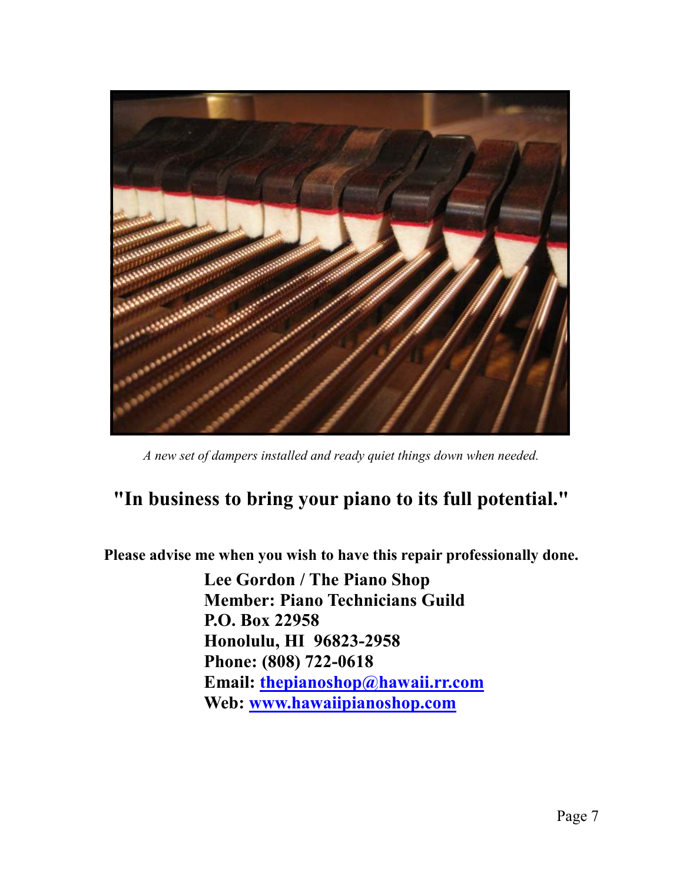*A new set of dampers installed and ready quiet things down when needed.*

## "In business to bring your piano to its full potential."

**Please advise me when you wish to have this repair professionally done.**

**Lee Gordon / The Piano Shop**
**Member: Piano Technicians Guild**
**P.O. Box 22958**
**Honolulu, HI 96823-2958**
**Phone: (808) 722-0618**
**Email: [thepianoshop@hawaii.rr.com](mailto:thepianoshop@hawaii.rr.com)**
**Web: [www.hawaiipianoshop.com](http://www.hawaiipianoshop.com)**